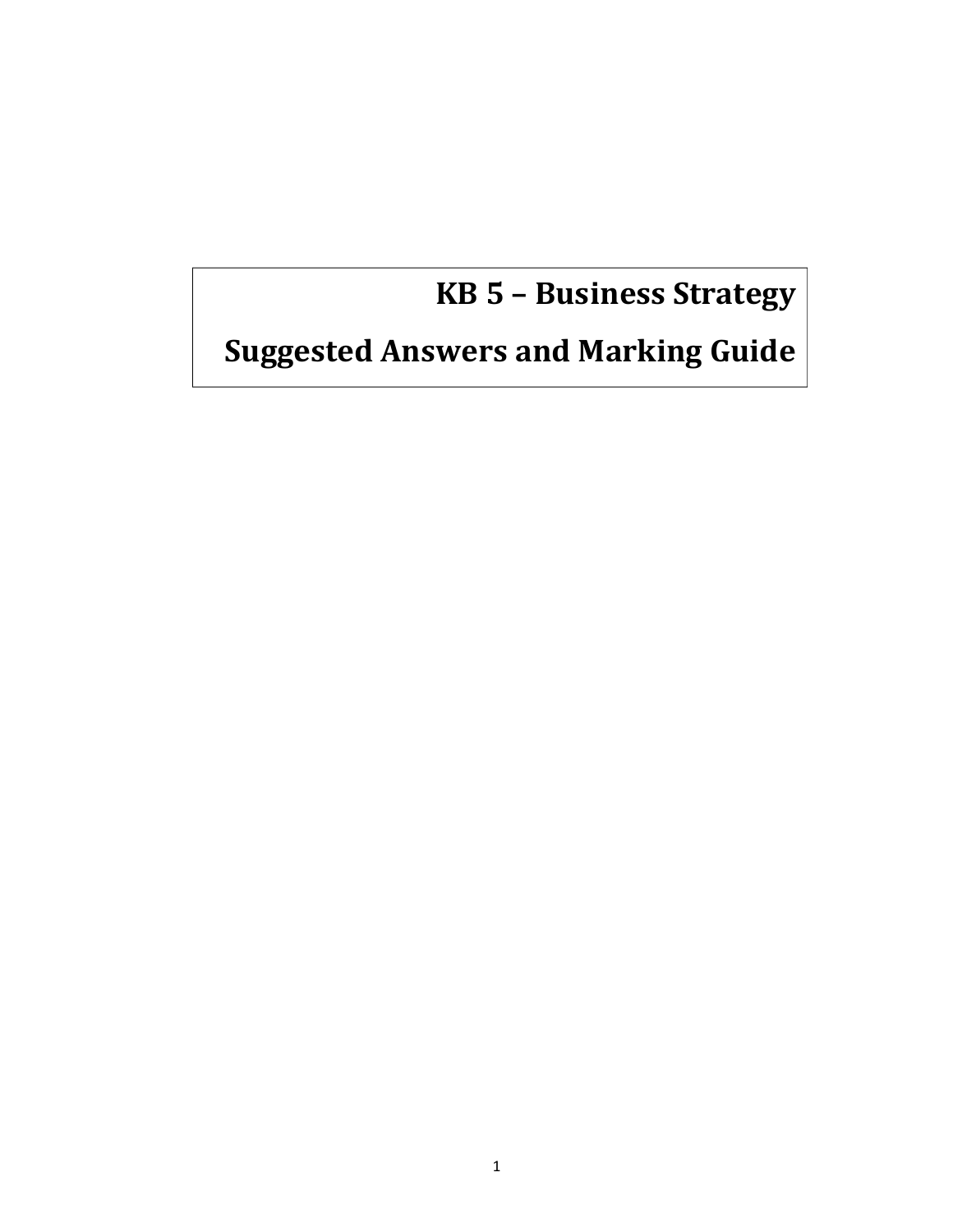# KB 5 – Business Strategy

# Suggested Answers and Marking Guide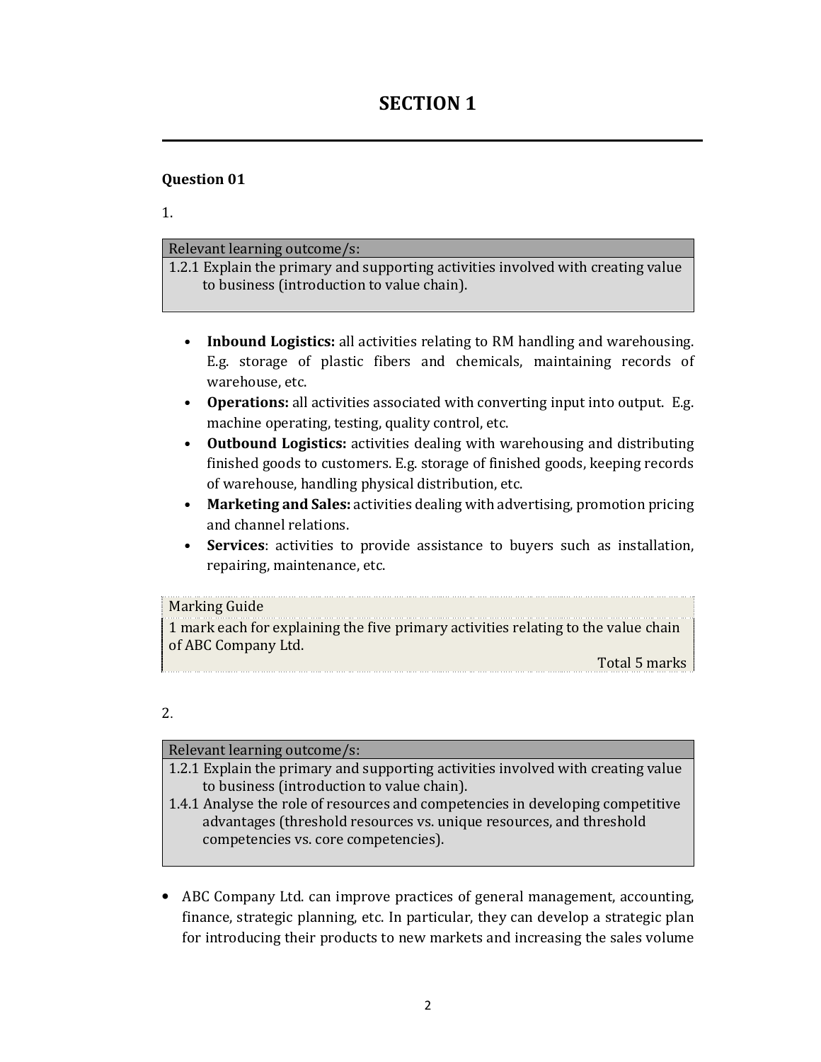# SECTION 1

---

**Question 01**

1.

| Relevant learning outcome/s: |
|---|
| 1.2.1 Explain the primary and supporting activities involved with creating value to business (introduction to value chain). |

- **Inbound Logistics:** all activities relating to RM handling and warehousing. E.g. storage of plastic fibers and chemicals, maintaining records of warehouse, etc.
- **Operations:** all activities associated with converting input into output. E.g. machine operating, testing, quality control, etc.
- **Outbound Logistics:** activities dealing with warehousing and distributing finished goods to customers. E.g. storage of finished goods, keeping records of warehouse, handling physical distribution, etc.
- **Marketing and Sales:** activities dealing with advertising, promotion pricing and channel relations.
- **Services**: activities to provide assistance to buyers such as installation, repairing, maintenance, etc.

| Marking Guide |
|---|
| 1 mark each for explaining the five primary activities relating to the value chain of ABC Company Ltd. |
| Total 5 marks |

2.

| Relevant learning outcome/s: |
|---|
| 1.2.1 Explain the primary and supporting activities involved with creating value to business (introduction to value chain). |
| 1.4.1 Analyse the role of resources and competencies in developing competitive advantages (threshold resources vs. unique resources, and threshold competencies vs. core competencies). |

- ABC Company Ltd. can improve practices of general management, accounting, finance, strategic planning, etc. In particular, they can develop a strategic plan for introducing their products to new markets and increasing the sales volume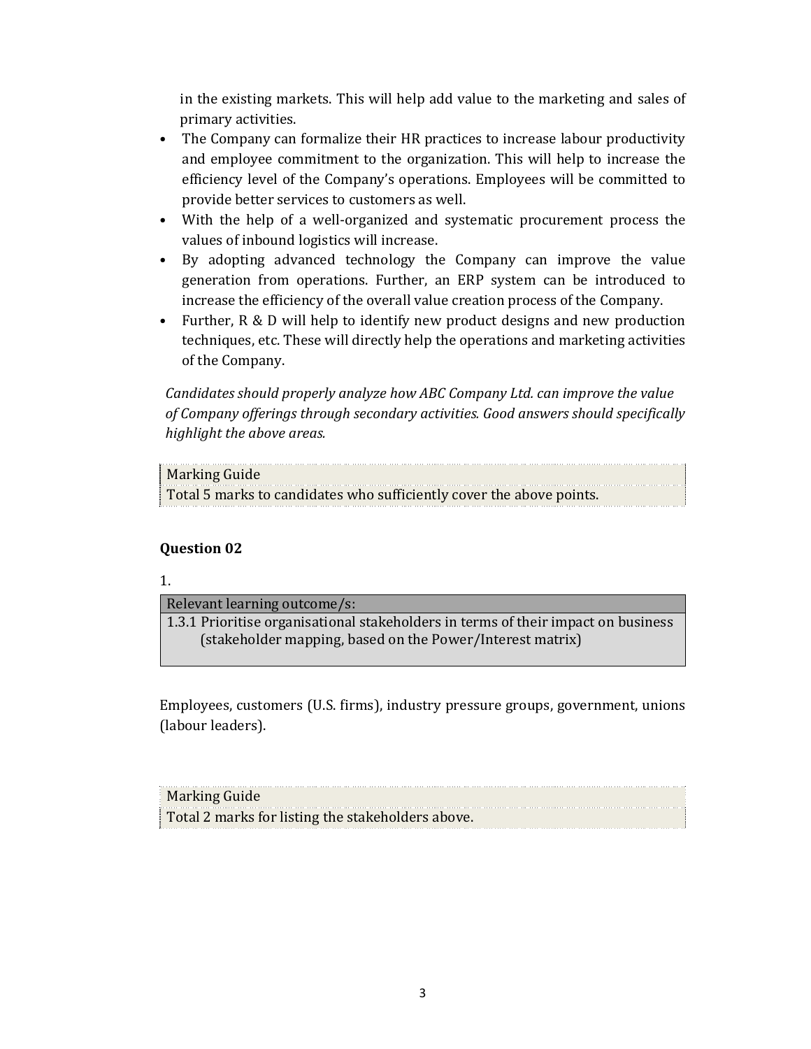in the existing markets. This will help add value to the marketing and sales of primary activities.

- The Company can formalize their HR practices to increase labour productivity and employee commitment to the organization. This will help to increase the efficiency level of the Company's operations. Employees will be committed to provide better services to customers as well.
- With the help of a well-organized and systematic procurement process the values of inbound logistics will increase.
- By adopting advanced technology the Company can improve the value generation from operations. Further, an ERP system can be introduced to increase the efficiency of the overall value creation process of the Company.
- Further, R & D will help to identify new product designs and new production techniques, etc. These will directly help the operations and marketing activities of the Company.

*Candidates should properly analyze how ABC Company Ltd. can improve the value of Company offerings through secondary activities. Good answers should specifically highlight the above areas.*

| Marking Guide |
| --- |
| Total 5 marks to candidates who sufficiently cover the above points. |

### Question 02

1.

| Relevant learning outcome/s: |
| --- |
| 1.3.1 Prioritise organisational stakeholders in terms of their impact on business (stakeholder mapping, based on the Power/Interest matrix) |

Employees, customers (U.S. firms), industry pressure groups, government, unions (labour leaders).

| Marking Guide |
| --- |
| Total 2 marks for listing the stakeholders above. |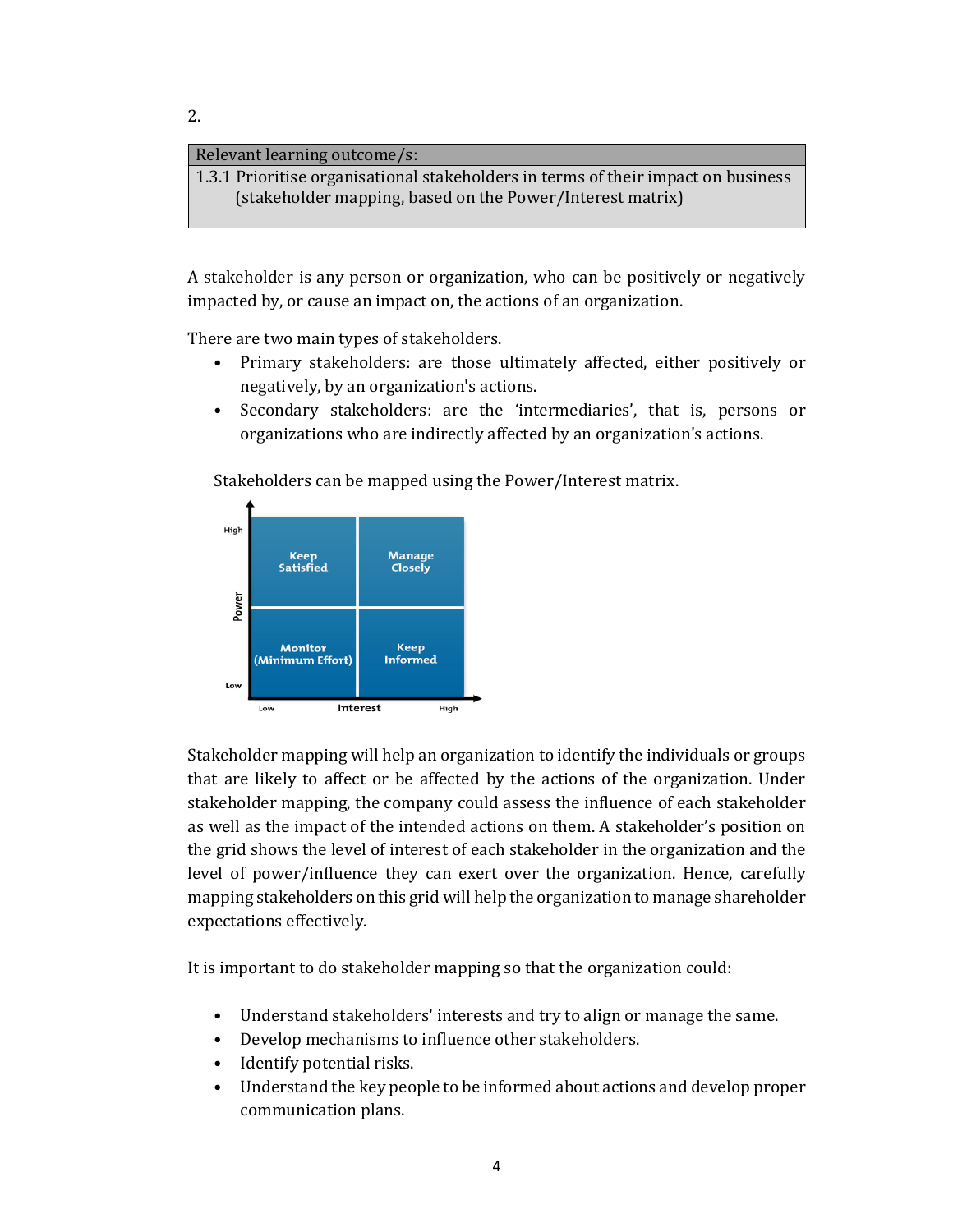2.

| Relevant learning outcome/s: |
| --- |
| 1.3.1 Prioritise organisational stakeholders in terms of their impact on business (stakeholder mapping, based on the Power/Interest matrix) |

A stakeholder is any person or organization, who can be positively or negatively impacted by, or cause an impact on, the actions of an organization.

There are two main types of stakeholders.

- Primary stakeholders: are those ultimately affected, either positively or negatively, by an organization's actions.
- Secondary stakeholders: are the 'intermediaries', that is, persons or organizations who are indirectly affected by an organization's actions.

Stakeholders can be mapped using the Power/Interest matrix.

| Power \ Interest | Low | High |
| --- | --- | --- |
| High | Keep Satisfied | Manage Closely |
| Low | Monitor (Minimum Effort) | Keep Informed |

Stakeholder mapping will help an organization to identify the individuals or groups that are likely to affect or be affected by the actions of the organization. Under stakeholder mapping, the company could assess the influence of each stakeholder as well as the impact of the intended actions on them. A stakeholder's position on the grid shows the level of interest of each stakeholder in the organization and the level of power/influence they can exert over the organization. Hence, carefully mapping stakeholders on this grid will help the organization to manage shareholder expectations effectively.

It is important to do stakeholder mapping so that the organization could:

- Understand stakeholders' interests and try to align or manage the same.
- Develop mechanisms to influence other stakeholders.
- Identify potential risks.
- Understand the key people to be informed about actions and develop proper communication plans.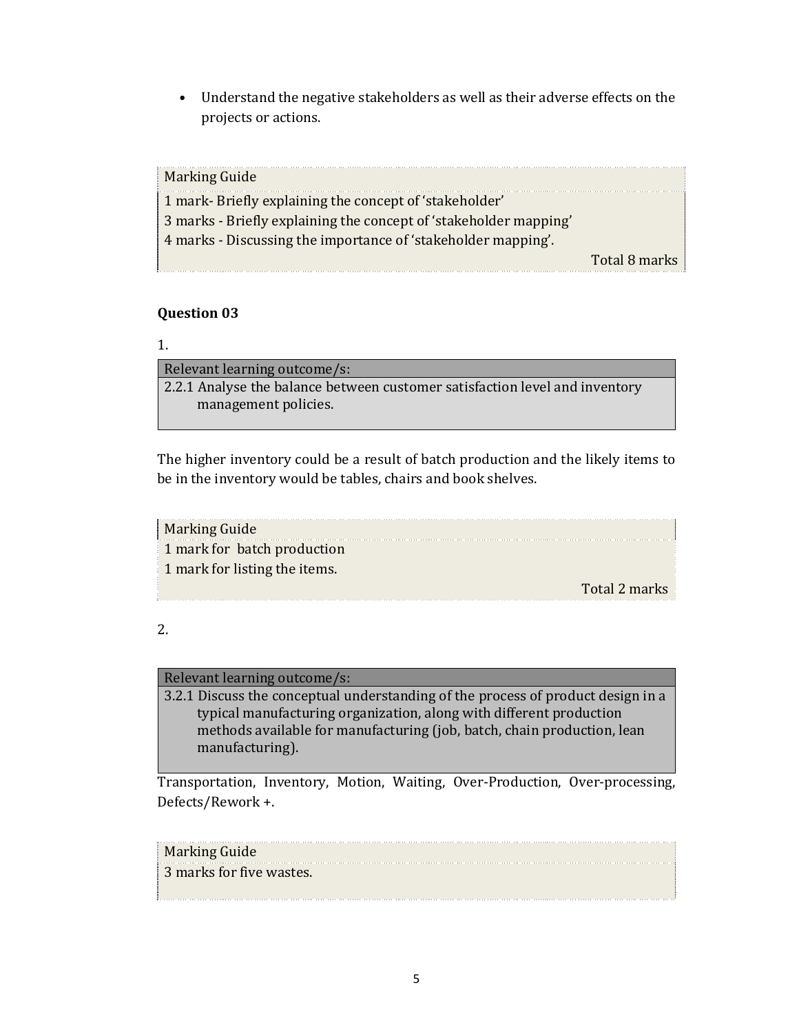- Understand the negative stakeholders as well as their adverse effects on the projects or actions.

| Marking Guide |
| --- |
| 1 mark- Briefly explaining the concept of 'stakeholder' |
| 3 marks - Briefly explaining the concept of 'stakeholder mapping' |
| 4 marks - Discussing the importance of 'stakeholder mapping'. |
| Total 8 marks |

**Question 03**

1.

| Relevant learning outcome/s: |
| --- |
| 2.2.1 Analyse the balance between customer satisfaction level and inventory management policies. |

The higher inventory could be a result of batch production and the likely items to be in the inventory would be tables, chairs and book shelves.

| Marking Guide |
| --- |
| 1 mark for batch production |
| 1 mark for listing the items. |
| Total 2 marks |

2.

| Relevant learning outcome/s: |
| --- |
| 3.2.1 Discuss the conceptual understanding of the process of product design in a typical manufacturing organization, along with different production methods available for manufacturing (job, batch, chain production, lean manufacturing). |

Transportation, Inventory, Motion, Waiting, Over-Production, Over-processing, Defects/Rework +.

| Marking Guide |
| --- |
| 3 marks for five wastes. |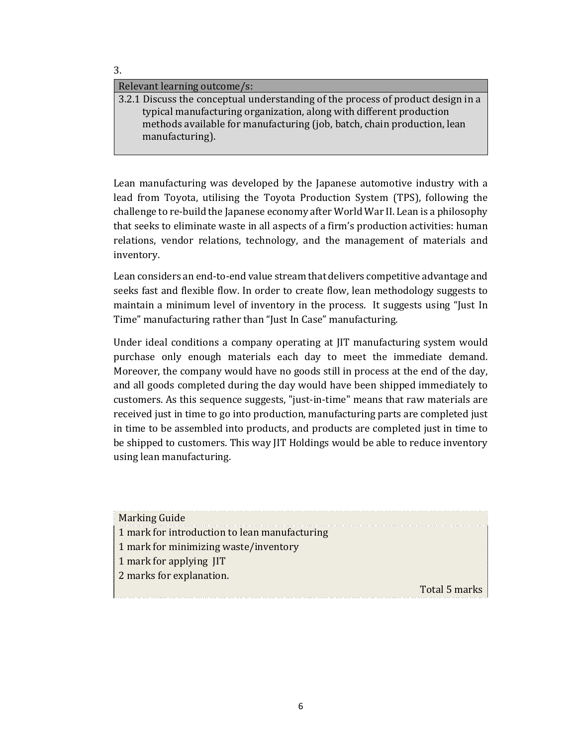3.

| Relevant learning outcome/s: |
| --- |
| 3.2.1 Discuss the conceptual understanding of the process of product design in a typical manufacturing organization, along with different production methods available for manufacturing (job, batch, chain production, lean manufacturing). |

Lean manufacturing was developed by the Japanese automotive industry with a lead from Toyota, utilising the Toyota Production System (TPS), following the challenge to re-build the Japanese economy after World War II. Lean is a philosophy that seeks to eliminate waste in all aspects of a firm's production activities: human relations, vendor relations, technology, and the management of materials and inventory.

Lean considers an end-to-end value stream that delivers competitive advantage and seeks fast and flexible flow. In order to create flow, lean methodology suggests to maintain a minimum level of inventory in the process. It suggests using "Just In Time" manufacturing rather than "Just In Case" manufacturing.

Under ideal conditions a company operating at JIT manufacturing system would purchase only enough materials each day to meet the immediate demand. Moreover, the company would have no goods still in process at the end of the day, and all goods completed during the day would have been shipped immediately to customers. As this sequence suggests, "just-in-time" means that raw materials are received just in time to go into production, manufacturing parts are completed just in time to be assembled into products, and products are completed just in time to be shipped to customers. This way JIT Holdings would be able to reduce inventory using lean manufacturing.

| Marking Guide |
| --- |
| 1 mark for introduction to lean manufacturing |
| 1 mark for minimizing waste/inventory |
| 1 mark for applying JIT |
| 2 marks for explanation. |
| Total 5 marks |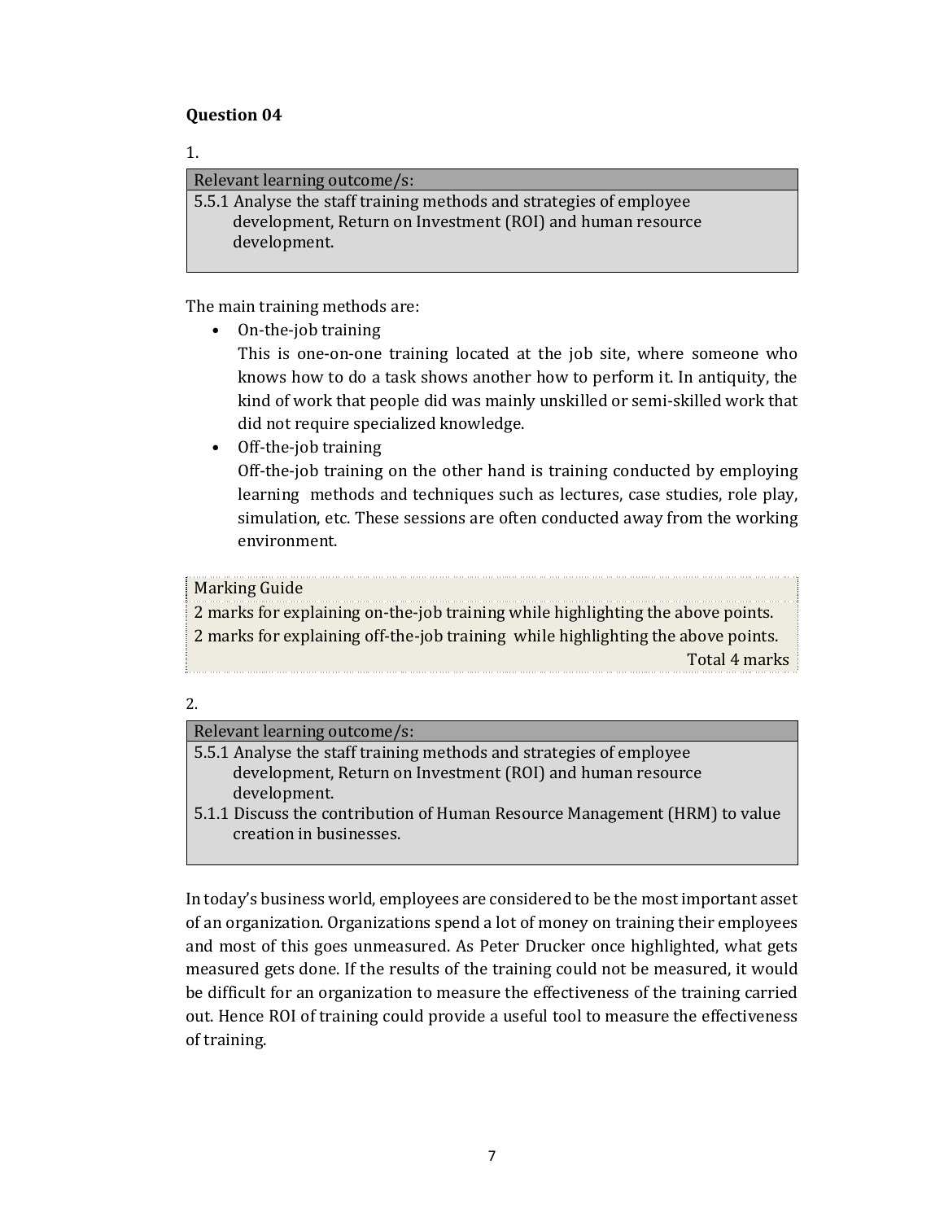**Question 04**

1.

| Relevant learning outcome/s: |
| --- |
| 5.5.1 Analyse the staff training methods and strategies of employee development, Return on Investment (ROI) and human resource development. |

The main training methods are:

- On-the-job training
  This is one-on-one training located at the job site, where someone who knows how to do a task shows another how to perform it. In antiquity, the kind of work that people did was mainly unskilled or semi-skilled work that did not require specialized knowledge.
- Off-the-job training
  Off-the-job training on the other hand is training conducted by employing learning methods and techniques such as lectures, case studies, role play, simulation, etc. These sessions are often conducted away from the working environment.

| Marking Guide |
| --- |
| 2 marks for explaining on-the-job training while highlighting the above points. |
| 2 marks for explaining off-the-job training while highlighting the above points. |
| Total 4 marks |

2.

| Relevant learning outcome/s: |
| --- |
| 5.5.1 Analyse the staff training methods and strategies of employee development, Return on Investment (ROI) and human resource development. |
| 5.1.1 Discuss the contribution of Human Resource Management (HRM) to value creation in businesses. |

In today's business world, employees are considered to be the most important asset of an organization. Organizations spend a lot of money on training their employees and most of this goes unmeasured. As Peter Drucker once highlighted, what gets measured gets done. If the results of the training could not be measured, it would be difficult for an organization to measure the effectiveness of the training carried out. Hence ROI of training could provide a useful tool to measure the effectiveness of training.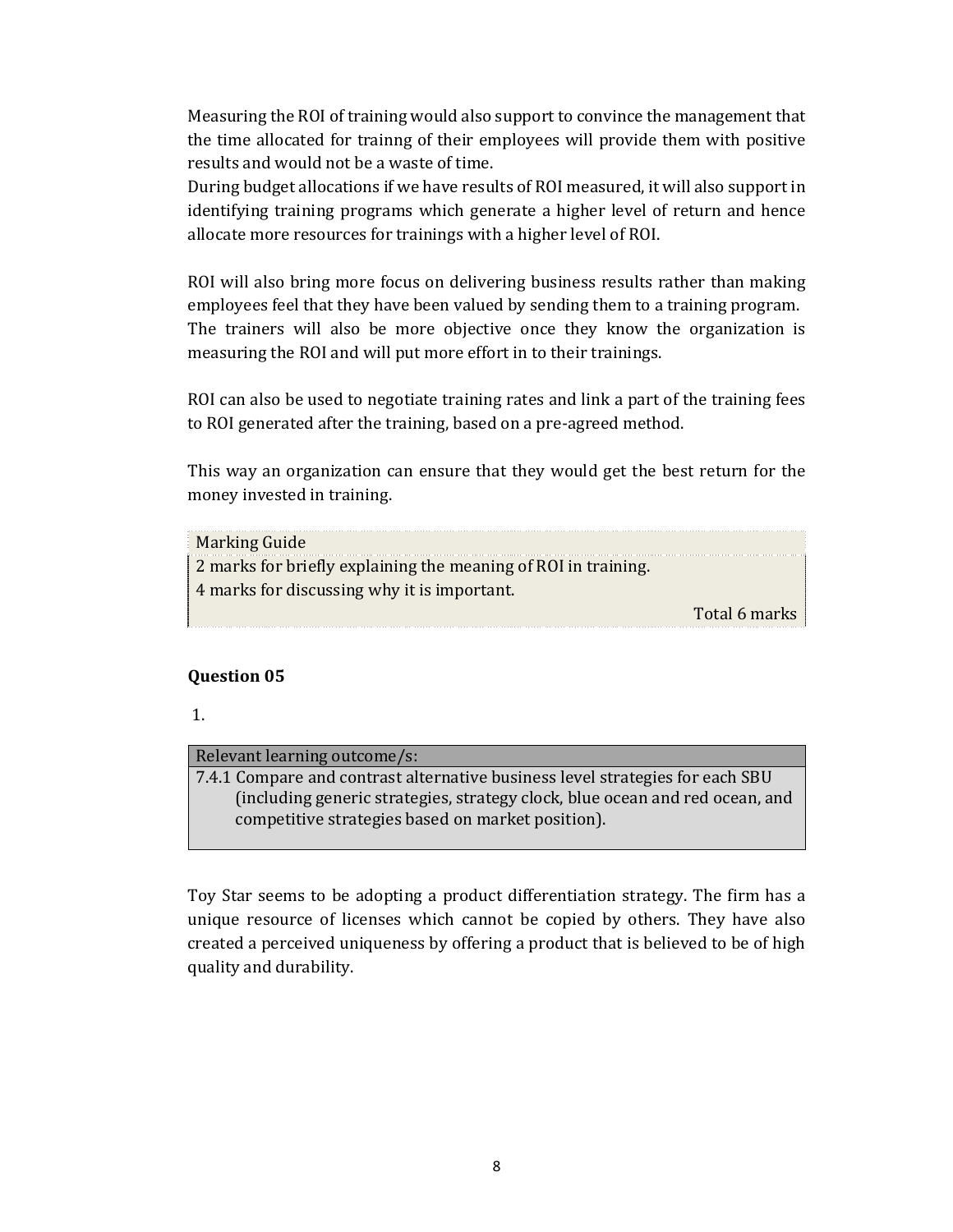Measuring the ROI of training would also support to convince the management that the time allocated for trainng of their employees will provide them with positive results and would not be a waste of time.
During budget allocations if we have results of ROI measured, it will also support in identifying training programs which generate a higher level of return and hence allocate more resources for trainings with a higher level of ROI.

ROI will also bring more focus on delivering business results rather than making employees feel that they have been valued by sending them to a training program.
The trainers will also be more objective once they know the organization is measuring the ROI and will put more effort in to their trainings.

ROI can also be used to negotiate training rates and link a part of the training fees to ROI generated after the training, based on a pre-agreed method.

This way an organization can ensure that they would get the best return for the money invested in training.

| Marking Guide |
| --- |
| 2 marks for briefly explaining the meaning of ROI in training. |
| 4 marks for discussing why it is important. |
| Total 6 marks |

**Question 05**

1.

| Relevant learning outcome/s: |
| --- |
| 7.4.1 Compare and contrast alternative business level strategies for each SBU (including generic strategies, strategy clock, blue ocean and red ocean, and competitive strategies based on market position). |

Toy Star seems to be adopting a product differentiation strategy. The firm has a unique resource of licenses which cannot be copied by others. They have also created a perceived uniqueness by offering a product that is believed to be of high quality and durability.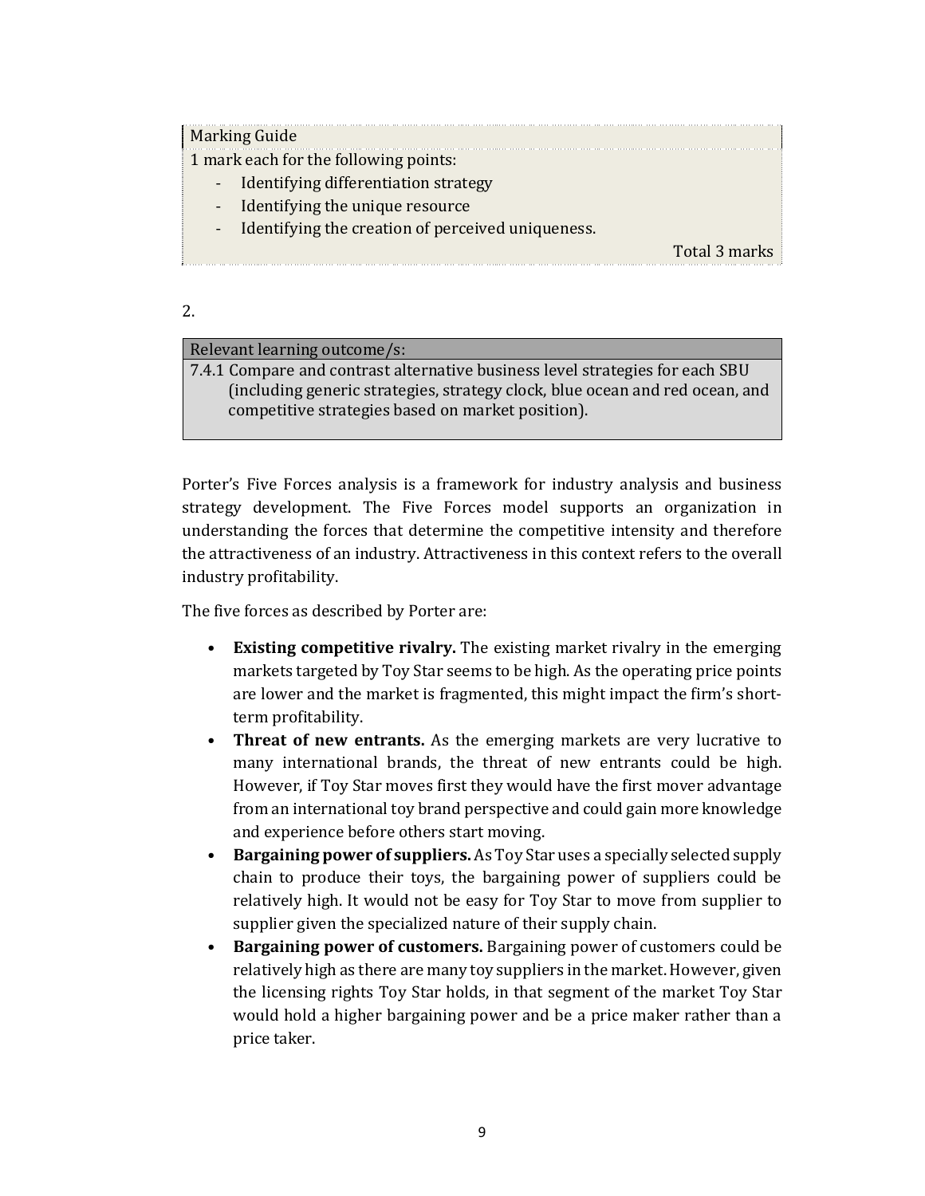Marking Guide

1 mark each for the following points:

- Identifying differentiation strategy
- Identifying the unique resource
- Identifying the creation of perceived uniqueness.

Total 3 marks

2.

| Relevant learning outcome/s: |
| --- |
| 7.4.1 Compare and contrast alternative business level strategies for each SBU (including generic strategies, strategy clock, blue ocean and red ocean, and competitive strategies based on market position). |

Porter's Five Forces analysis is a framework for industry analysis and business strategy development. The Five Forces model supports an organization in understanding the forces that determine the competitive intensity and therefore the attractiveness of an industry. Attractiveness in this context refers to the overall industry profitability.

The five forces as described by Porter are:

- **Existing competitive rivalry.** The existing market rivalry in the emerging markets targeted by Toy Star seems to be high. As the operating price points are lower and the market is fragmented, this might impact the firm's short-term profitability.
- **Threat of new entrants.** As the emerging markets are very lucrative to many international brands, the threat of new entrants could be high. However, if Toy Star moves first they would have the first mover advantage from an international toy brand perspective and could gain more knowledge and experience before others start moving.
- **Bargaining power of suppliers.** As Toy Star uses a specially selected supply chain to produce their toys, the bargaining power of suppliers could be relatively high. It would not be easy for Toy Star to move from supplier to supplier given the specialized nature of their supply chain.
- **Bargaining power of customers.** Bargaining power of customers could be relatively high as there are many toy suppliers in the market. However, given the licensing rights Toy Star holds, in that segment of the market Toy Star would hold a higher bargaining power and be a price maker rather than a price taker.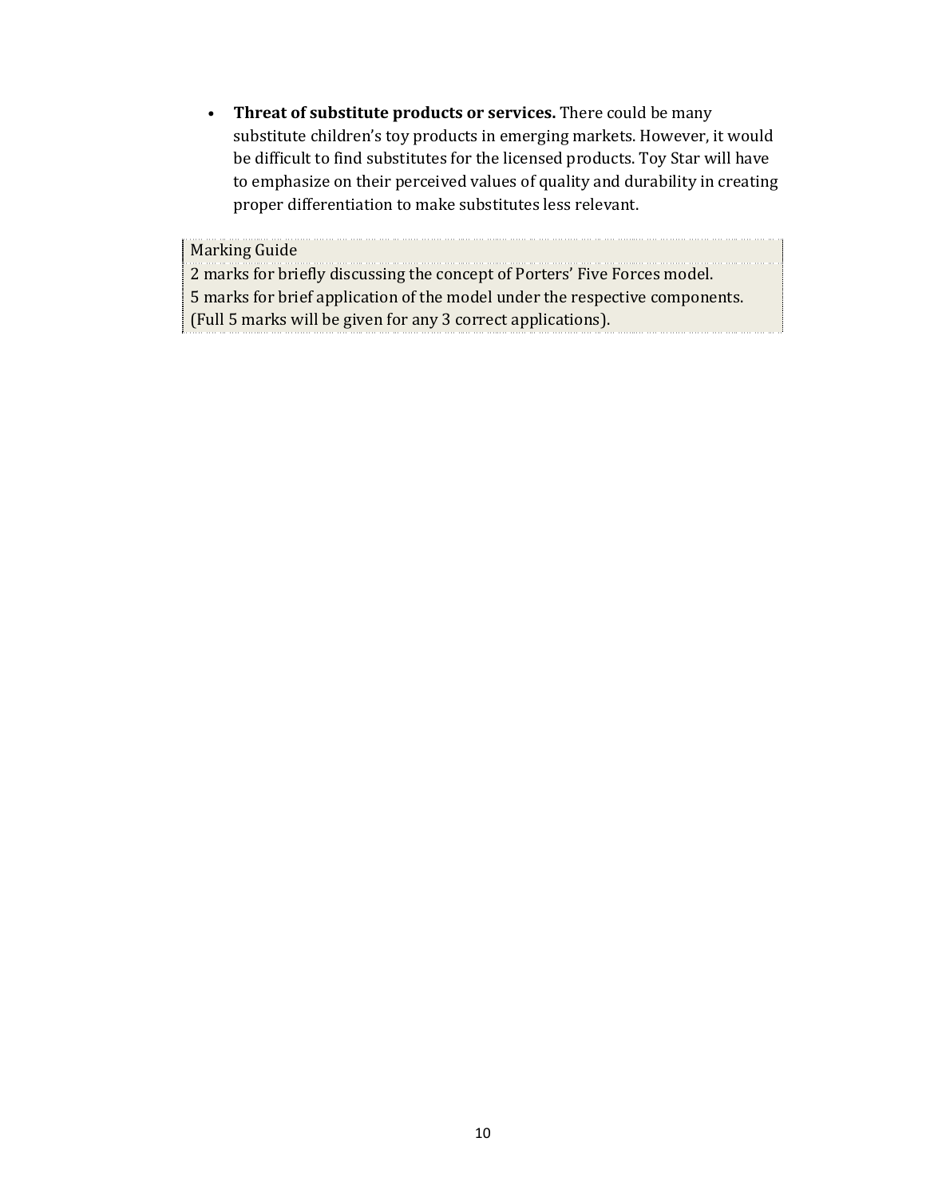- **Threat of substitute products or services.** There could be many substitute children's toy products in emerging markets. However, it would be difficult to find substitutes for the licensed products. Toy Star will have to emphasize on their perceived values of quality and durability in creating proper differentiation to make substitutes less relevant.

| Marking Guide |
| --- |
| 2 marks for briefly discussing the concept of Porters' Five Forces model. |
| 5 marks for brief application of the model under the respective components. |
| (Full 5 marks will be given for any 3 correct applications). |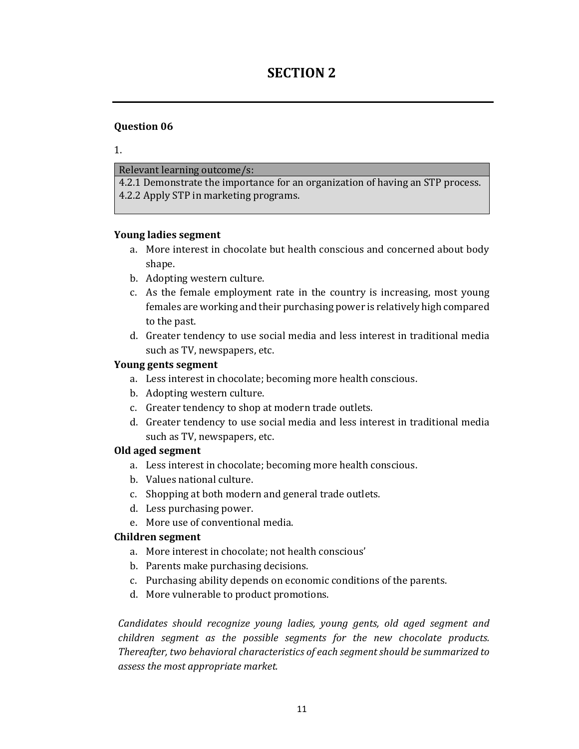# SECTION 2

---

**Question 06**

1.

| Relevant learning outcome/s: |
| --- |
| 4.2.1 Demonstrate the importance for an organization of having an STP process.<br>4.2.2 Apply STP in marketing programs. |

**Young ladies segment**

a. More interest in chocolate but health conscious and concerned about body shape.
b. Adopting western culture.
c. As the female employment rate in the country is increasing, most young females are working and their purchasing power is relatively high compared to the past.
d. Greater tendency to use social media and less interest in traditional media such as TV, newspapers, etc.

**Young gents segment**

a. Less interest in chocolate; becoming more health conscious.
b. Adopting western culture.
c. Greater tendency to shop at modern trade outlets.
d. Greater tendency to use social media and less interest in traditional media such as TV, newspapers, etc.

**Old aged segment**

a. Less interest in chocolate; becoming more health conscious.
b. Values national culture.
c. Shopping at both modern and general trade outlets.
d. Less purchasing power.
e. More use of conventional media.

**Children segment**

a. More interest in chocolate; not health conscious'
b. Parents make purchasing decisions.
c. Purchasing ability depends on economic conditions of the parents.
d. More vulnerable to product promotions.

*Candidates should recognize young ladies, young gents, old aged segment and children segment as the possible segments for the new chocolate products. Thereafter, two behavioral characteristics of each segment should be summarized to assess the most appropriate market.*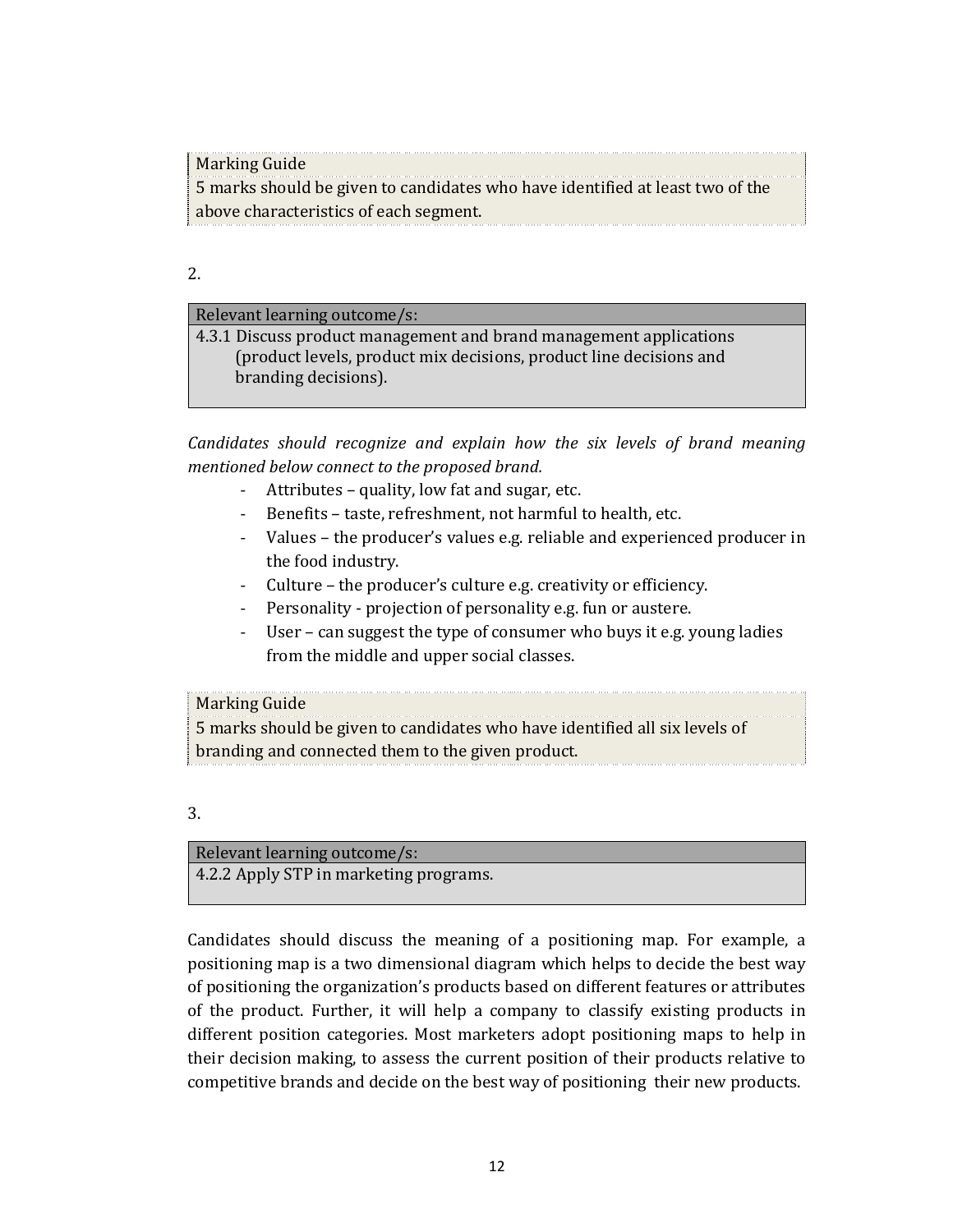Marking Guide
5 marks should be given to candidates who have identified at least two of the above characteristics of each segment.

2.

| Relevant learning outcome/s: |
|---|
| 4.3.1 Discuss product management and brand management applications (product levels, product mix decisions, product line decisions and branding decisions). |

*Candidates should recognize and explain how the six levels of brand meaning mentioned below connect to the proposed brand.*

- Attributes – quality, low fat and sugar, etc.
- Benefits – taste, refreshment, not harmful to health, etc.
- Values – the producer's values e.g. reliable and experienced producer in the food industry.
- Culture – the producer's culture e.g. creativity or efficiency.
- Personality - projection of personality e.g. fun or austere.
- User – can suggest the type of consumer who buys it e.g. young ladies from the middle and upper social classes.

Marking Guide
5 marks should be given to candidates who have identified all six levels of branding and connected them to the given product.

3.

| Relevant learning outcome/s: |
|---|
| 4.2.2 Apply STP in marketing programs. |

Candidates should discuss the meaning of a positioning map. For example, a positioning map is a two dimensional diagram which helps to decide the best way of positioning the organization's products based on different features or attributes of the product. Further, it will help a company to classify existing products in different position categories. Most marketers adopt positioning maps to help in their decision making, to assess the current position of their products relative to competitive brands and decide on the best way of positioning their new products.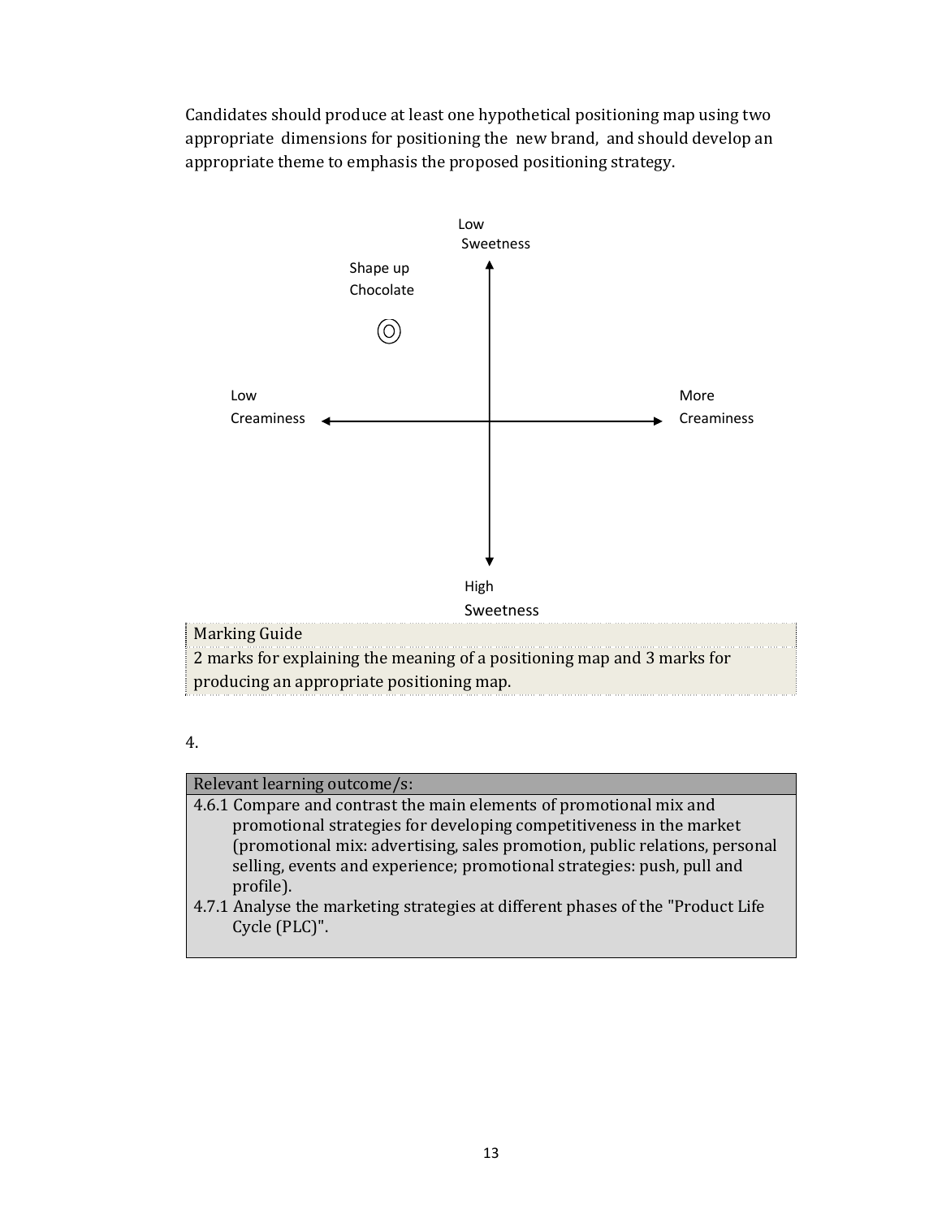Candidates should produce at least one hypothetical positioning map using two appropriate dimensions for positioning the new brand, and should develop an appropriate theme to emphasis the proposed positioning strategy.

Low Sweetness

Shape up Chocolate

Low Creaminess

More Creaminess

High Sweetness

| Marking Guide |
| --- |
| 2 marks for explaining the meaning of a positioning map and 3 marks for producing an appropriate positioning map. |

4.

| Relevant learning outcome/s: |
| --- |
| 4.6.1 Compare and contrast the main elements of promotional mix and promotional strategies for developing competitiveness in the market (promotional mix: advertising, sales promotion, public relations, personal selling, events and experience; promotional strategies: push, pull and profile). <br> 4.7.1 Analyse the marketing strategies at different phases of the "Product Life Cycle (PLC)". |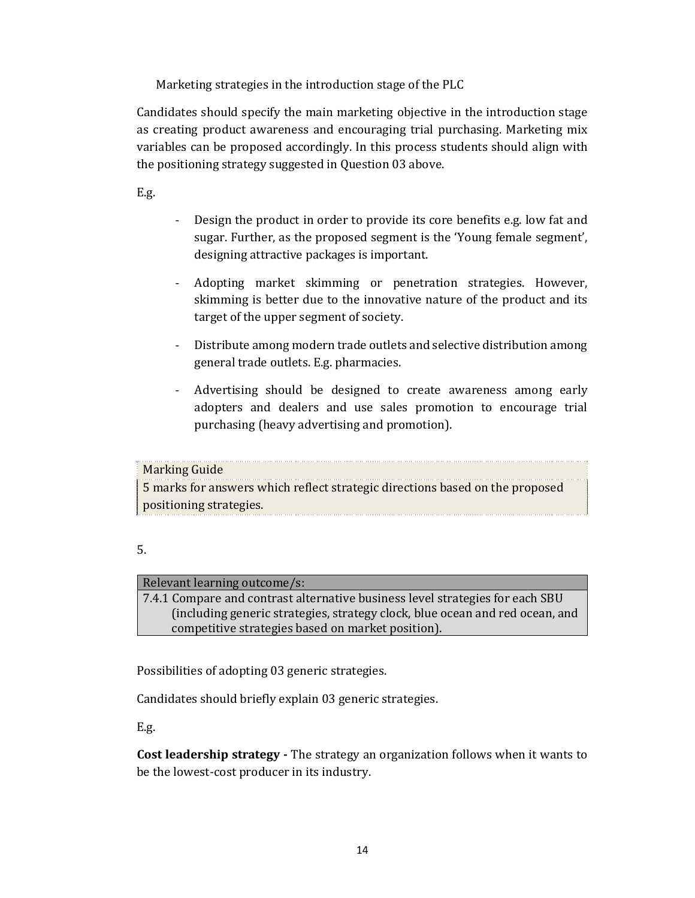Marketing strategies in the introduction stage of the PLC

Candidates should specify the main marketing objective in the introduction stage as creating product awareness and encouraging trial purchasing. Marketing mix variables can be proposed accordingly. In this process students should align with the positioning strategy suggested in Question 03 above.

E.g.

- Design the product in order to provide its core benefits e.g. low fat and sugar. Further, as the proposed segment is the 'Young female segment', designing attractive packages is important.
- Adopting market skimming or penetration strategies. However, skimming is better due to the innovative nature of the product and its target of the upper segment of society.
- Distribute among modern trade outlets and selective distribution among general trade outlets. E.g. pharmacies.
- Advertising should be designed to create awareness among early adopters and dealers and use sales promotion to encourage trial purchasing (heavy advertising and promotion).

| Marking Guide |
| --- |
| 5 marks for answers which reflect strategic directions based on the proposed positioning strategies. |

5.

| Relevant learning outcome/s: |
| --- |
| 7.4.1 Compare and contrast alternative business level strategies for each SBU (including generic strategies, strategy clock, blue ocean and red ocean, and competitive strategies based on market position). |

Possibilities of adopting 03 generic strategies.

Candidates should briefly explain 03 generic strategies.

E.g.

**Cost leadership strategy -** The strategy an organization follows when it wants to be the lowest-cost producer in its industry.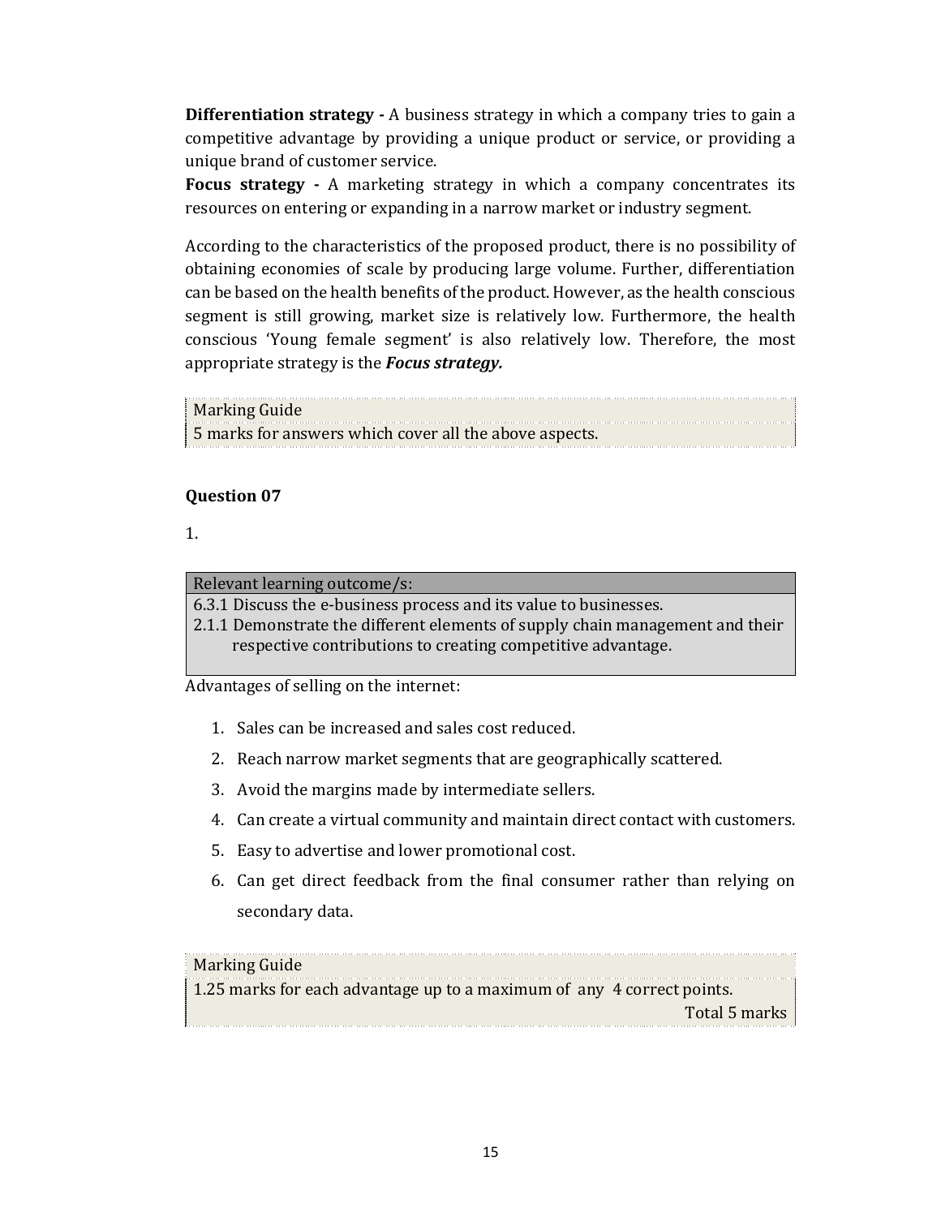**Differentiation strategy -** A business strategy in which a company tries to gain a competitive advantage by providing a unique product or service, or providing a unique brand of customer service.

**Focus strategy -** A marketing strategy in which a company concentrates its resources on entering or expanding in a narrow market or industry segment.

According to the characteristics of the proposed product, there is no possibility of obtaining economies of scale by producing large volume. Further, differentiation can be based on the health benefits of the product. However, as the health conscious segment is still growing, market size is relatively low. Furthermore, the health conscious 'Young female segment' is also relatively low. Therefore, the most appropriate strategy is the ***Focus strategy.***

| Marking Guide |
|---|
| 5 marks for answers which cover all the above aspects. |

### Question 07

1.

| Relevant learning outcome/s: |
|---|
| 6.3.1 Discuss the e-business process and its value to businesses.<br>2.1.1 Demonstrate the different elements of supply chain management and their respective contributions to creating competitive advantage. |

Advantages of selling on the internet:

1. Sales can be increased and sales cost reduced.
2. Reach narrow market segments that are geographically scattered.
3. Avoid the margins made by intermediate sellers.
4. Can create a virtual community and maintain direct contact with customers.
5. Easy to advertise and lower promotional cost.
6. Can get direct feedback from the final consumer rather than relying on secondary data.

| Marking Guide |
|---|
| 1.25 marks for each advantage up to a maximum of any 4 correct points.<br>Total 5 marks |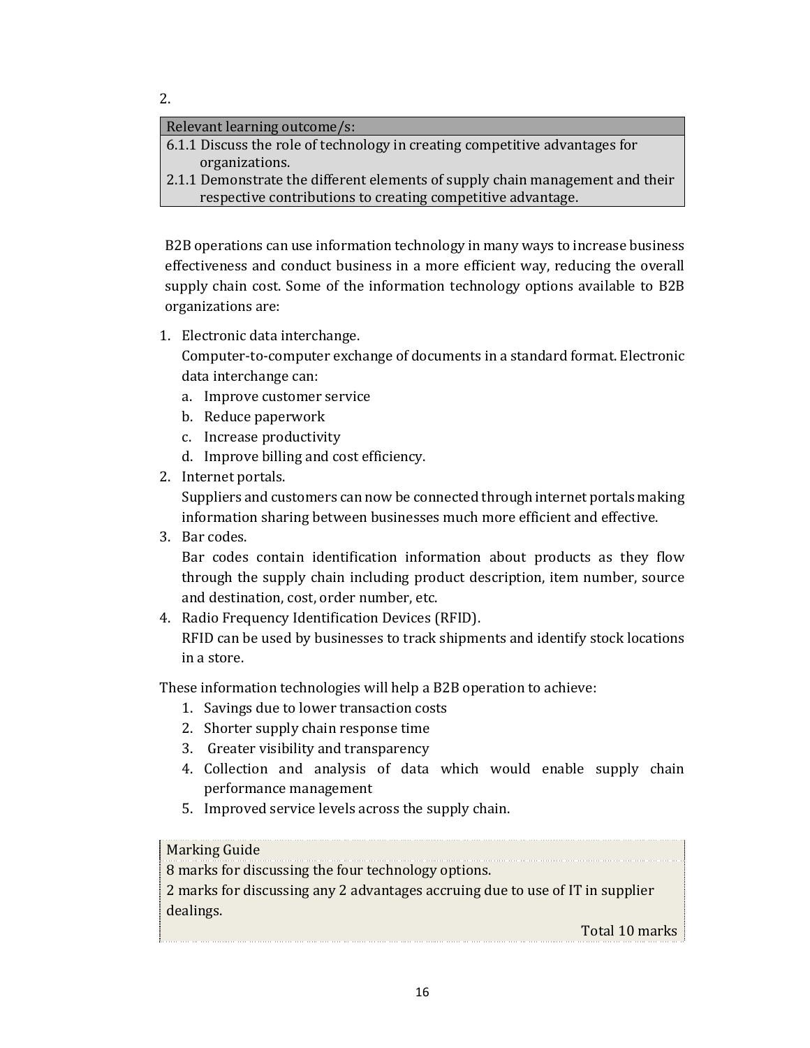2.

| Relevant learning outcome/s: |
| --- |
| 6.1.1 Discuss the role of technology in creating competitive advantages for organizations. |
| 2.1.1 Demonstrate the different elements of supply chain management and their respective contributions to creating competitive advantage. |

B2B operations can use information technology in many ways to increase business effectiveness and conduct business in a more efficient way, reducing the overall supply chain cost. Some of the information technology options available to B2B organizations are:

1. Electronic data interchange.
   Computer-to-computer exchange of documents in a standard format. Electronic data interchange can:
   a. Improve customer service
   b. Reduce paperwork
   c. Increase productivity
   d. Improve billing and cost efficiency.
2. Internet portals.
   Suppliers and customers can now be connected through internet portals making information sharing between businesses much more efficient and effective.
3. Bar codes.
   Bar codes contain identification information about products as they flow through the supply chain including product description, item number, source and destination, cost, order number, etc.
4. Radio Frequency Identification Devices (RFID).
   RFID can be used by businesses to track shipments and identify stock locations in a store.

These information technologies will help a B2B operation to achieve:

1. Savings due to lower transaction costs
2. Shorter supply chain response time
3. Greater visibility and transparency
4. Collection and analysis of data which would enable supply chain performance management
5. Improved service levels across the supply chain.

| Marking Guide |
| --- |
| 8 marks for discussing the four technology options. |
| 2 marks for discussing any 2 advantages accruing due to use of IT in supplier dealings. |
| Total 10 marks |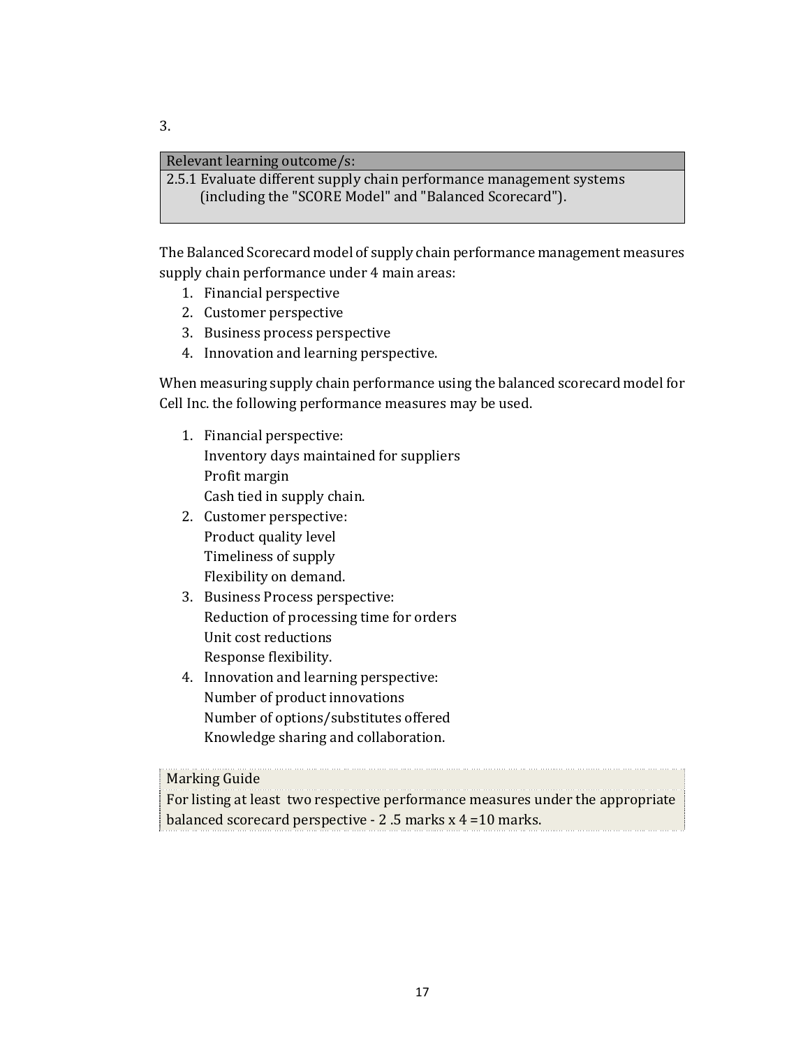3.

| Relevant learning outcome/s: |
| --- |
| 2.5.1 Evaluate different supply chain performance management systems (including the "SCORE Model" and "Balanced Scorecard"). |

The Balanced Scorecard model of supply chain performance management measures supply chain performance under 4 main areas:

1. Financial perspective
2. Customer perspective
3. Business process perspective
4. Innovation and learning perspective.

When measuring supply chain performance using the balanced scorecard model for Cell Inc. the following performance measures may be used.

1. Financial perspective:
   Inventory days maintained for suppliers
   Profit margin
   Cash tied in supply chain.
2. Customer perspective:
   Product quality level
   Timeliness of supply
   Flexibility on demand.
3. Business Process perspective:
   Reduction of processing time for orders
   Unit cost reductions
   Response flexibility.
4. Innovation and learning perspective:
   Number of product innovations
   Number of options/substitutes offered
   Knowledge sharing and collaboration.

| Marking Guide |
| --- |
| For listing at least two respective performance measures under the appropriate balanced scorecard perspective - 2 .5 marks x 4 =10 marks. |